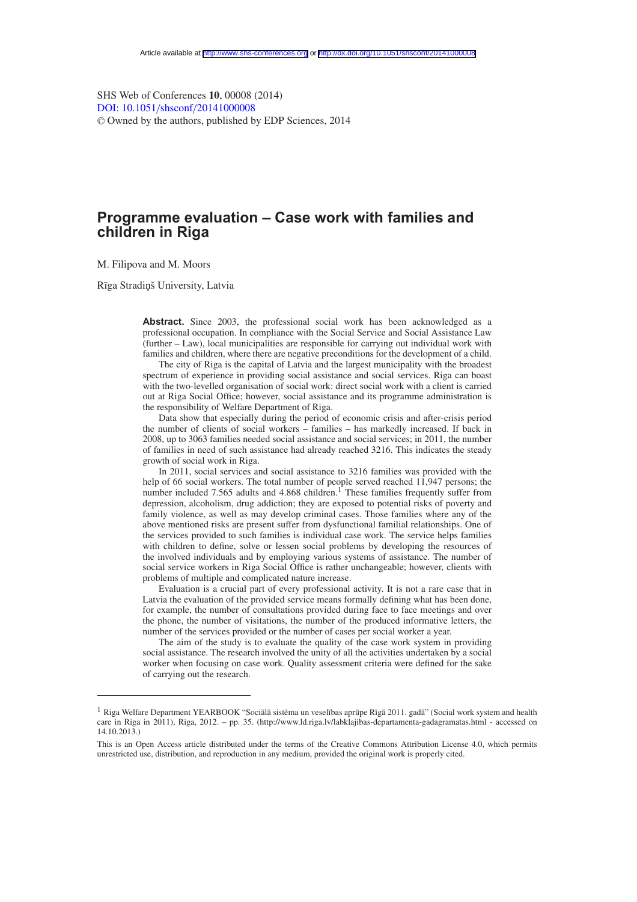Article available at http://www.shs-conferences.org or http://dx.doi.org/10.1051/shsconf/20141000008

SHS Web of Conferences **10**, 00008 (2014)
DOI: 10.1051/shsconf/20141000008
© Owned by the authors, published by EDP Sciences, 2014

# Programme evaluation – Case work with families and children in Riga

M. Filipova and M. Moors

Rīga Stradiņš University, Latvia

**Abstract.** Since 2003, the professional social work has been acknowledged as a professional occupation. In compliance with the Social Service and Social Assistance Law (further – Law), local municipalities are responsible for carrying out individual work with families and children, where there are negative preconditions for the development of a child.

The city of Riga is the capital of Latvia and the largest municipality with the broadest spectrum of experience in providing social assistance and social services. Riga can boast with the two-levelled organisation of social work: direct social work with a client is carried out at Riga Social Office; however, social assistance and its programme administration is the responsibility of Welfare Department of Riga.

Data show that especially during the period of economic crisis and after-crisis period the number of clients of social workers – families – has markedly increased. If back in 2008, up to 3063 families needed social assistance and social services; in 2011, the number of families in need of such assistance had already reached 3216. This indicates the steady growth of social work in Riga.

In 2011, social services and social assistance to 3216 families was provided with the help of 66 social workers. The total number of people served reached 11,947 persons; the number included 7.565 adults and 4.868 children.[1] These families frequently suffer from depression, alcoholism, drug addiction; they are exposed to potential risks of poverty and family violence, as well as may develop criminal cases. Those families where any of the above mentioned risks are present suffer from dysfunctional familial relationships. One of the services provided to such families is individual case work. The service helps families with children to define, solve or lessen social problems by developing the resources of the involved individuals and by employing various systems of assistance. The number of social service workers in Riga Social Office is rather unchangeable; however, clients with problems of multiple and complicated nature increase.

Evaluation is a crucial part of every professional activity. It is not a rare case that in Latvia the evaluation of the provided service means formally defining what has been done, for example, the number of consultations provided during face to face meetings and over the phone, the number of visitations, the number of the produced informative letters, the number of the services provided or the number of cases per social worker a year.

The aim of the study is to evaluate the quality of the case work system in providing social assistance. The research involved the unity of all the activities undertaken by a social worker when focusing on case work. Quality assessment criteria were defined for the sake of carrying out the research.

---

[1] Riga Welfare Department YEARBOOK "Sociālā sistēma un veselības aprūpe Rīgā 2011. gadā" (Social work system and health care in Riga in 2011), Riga, 2012. – pp. 35. (http://www.ld.riga.lv/labklajibas-departamenta-gadagramatas.html - accessed on 14.10.2013.)

This is an Open Access article distributed under the terms of the Creative Commons Attribution License 4.0, which permits unrestricted use, distribution, and reproduction in any medium, provided the original work is properly cited.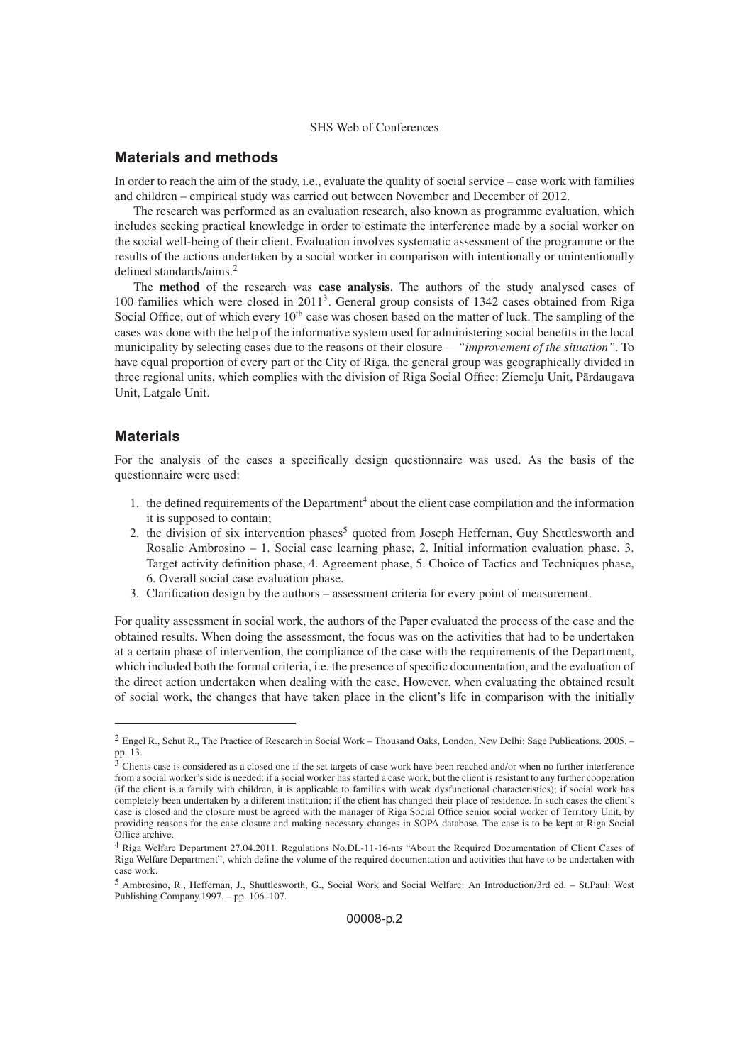## Materials and methods

In order to reach the aim of the study, i.e., evaluate the quality of social service – case work with families and children – empirical study was carried out between November and December of 2012.

The research was performed as an evaluation research, also known as programme evaluation, which includes seeking practical knowledge in order to estimate the interference made by a social worker on the social well-being of their client. Evaluation involves systematic assessment of the programme or the results of the actions undertaken by a social worker in comparison with intentionally or unintentionally defined standards/aims.[2]

The **method** of the research was **case analysis**. The authors of the study analysed cases of 100 families which were closed in 2011[3]. General group consists of 1342 cases obtained from Riga Social Office, out of which every 10th case was chosen based on the matter of luck. The sampling of the cases was done with the help of the informative system used for administering social benefits in the local municipality by selecting cases due to the reasons of their closure − *"improvement of the situation"*. To have equal proportion of every part of the City of Riga, the general group was geographically divided in three regional units, which complies with the division of Riga Social Office: Ziemeļu Unit, Pārdaugava Unit, Latgale Unit.

## Materials

For the analysis of the cases a specifically design questionnaire was used. As the basis of the questionnaire were used:

1. the defined requirements of the Department[4] about the client case compilation and the information it is supposed to contain;
2. the division of six intervention phases[5] quoted from Joseph Heffernan, Guy Shettlesworth and Rosalie Ambrosino – 1. Social case learning phase, 2. Initial information evaluation phase, 3. Target activity definition phase, 4. Agreement phase, 5. Choice of Tactics and Techniques phase, 6. Overall social case evaluation phase.
3. Clarification design by the authors – assessment criteria for every point of measurement.

For quality assessment in social work, the authors of the Paper evaluated the process of the case and the obtained results. When doing the assessment, the focus was on the activities that had to be undertaken at a certain phase of intervention, the compliance of the case with the requirements of the Department, which included both the formal criteria, i.e. the presence of specific documentation, and the evaluation of the direct action undertaken when dealing with the case. However, when evaluating the obtained result of social work, the changes that have taken place in the client's life in comparison with the initially

---

[2] Engel R., Schut R., The Practice of Research in Social Work – Thousand Oaks, London, New Delhi: Sage Publications. 2005. – pp. 13.

[3] Clients case is considered as a closed one if the set targets of case work have been reached and/or when no further interference from a social worker's side is needed: if a social worker has started a case work, but the client is resistant to any further cooperation (if the client is a family with children, it is applicable to families with weak dysfunctional characteristics); if social work has completely been undertaken by a different institution; if the client has changed their place of residence. In such cases the client's case is closed and the closure must be agreed with the manager of Riga Social Office senior social worker of Territory Unit, by providing reasons for the case closure and making necessary changes in SOPA database. The case is to be kept at Riga Social Office archive.

[4] Riga Welfare Department 27.04.2011. Regulations No.DL-11-16-nts "About the Required Documentation of Client Cases of Riga Welfare Department", which define the volume of the required documentation and activities that have to be undertaken with case work.

[5] Ambrosino, R., Heffernan, J., Shuttlesworth, G., Social Work and Social Welfare: An Introduction/3rd ed. – St.Paul: West Publishing Company.1997. – pp. 106–107.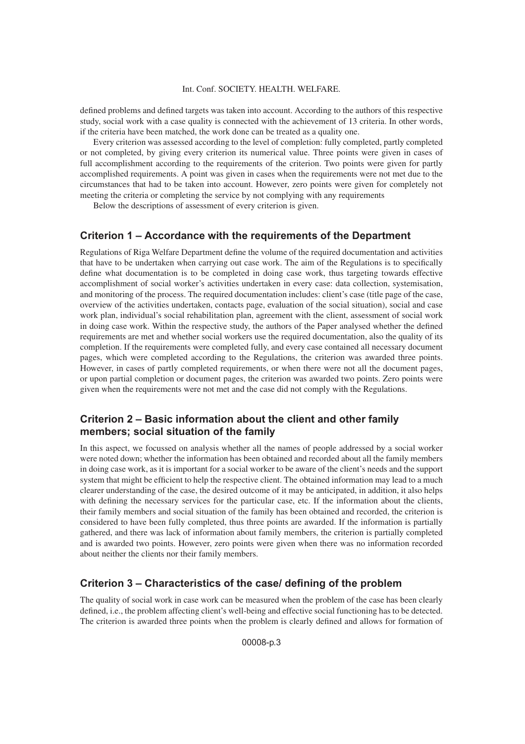defined problems and defined targets was taken into account. According to the authors of this respective study, social work with a case quality is connected with the achievement of 13 criteria. In other words, if the criteria have been matched, the work done can be treated as a quality one.

Every criterion was assessed according to the level of completion: fully completed, partly completed or not completed, by giving every criterion its numerical value. Three points were given in cases of full accomplishment according to the requirements of the criterion. Two points were given for partly accomplished requirements. A point was given in cases when the requirements were not met due to the circumstances that had to be taken into account. However, zero points were given for completely not meeting the criteria or completing the service by not complying with any requirements

Below the descriptions of assessment of every criterion is given.

## Criterion 1 – Accordance with the requirements of the Department

Regulations of Riga Welfare Department define the volume of the required documentation and activities that have to be undertaken when carrying out case work. The aim of the Regulations is to specifically define what documentation is to be completed in doing case work, thus targeting towards effective accomplishment of social worker's activities undertaken in every case: data collection, systemisation, and monitoring of the process. The required documentation includes: client's case (title page of the case, overview of the activities undertaken, contacts page, evaluation of the social situation), social and case work plan, individual's social rehabilitation plan, agreement with the client, assessment of social work in doing case work. Within the respective study, the authors of the Paper analysed whether the defined requirements are met and whether social workers use the required documentation, also the quality of its completion. If the requirements were completed fully, and every case contained all necessary document pages, which were completed according to the Regulations, the criterion was awarded three points. However, in cases of partly completed requirements, or when there were not all the document pages, or upon partial completion or document pages, the criterion was awarded two points. Zero points were given when the requirements were not met and the case did not comply with the Regulations.

## Criterion 2 – Basic information about the client and other family members; social situation of the family

In this aspect, we focussed on analysis whether all the names of people addressed by a social worker were noted down; whether the information has been obtained and recorded about all the family members in doing case work, as it is important for a social worker to be aware of the client's needs and the support system that might be efficient to help the respective client. The obtained information may lead to a much clearer understanding of the case, the desired outcome of it may be anticipated, in addition, it also helps with defining the necessary services for the particular case, etc. If the information about the clients, their family members and social situation of the family has been obtained and recorded, the criterion is considered to have been fully completed, thus three points are awarded. If the information is partially gathered, and there was lack of information about family members, the criterion is partially completed and is awarded two points. However, zero points were given when there was no information recorded about neither the clients nor their family members.

## Criterion 3 – Characteristics of the case/ defining of the problem

The quality of social work in case work can be measured when the problem of the case has been clearly defined, i.e., the problem affecting client's well-being and effective social functioning has to be detected. The criterion is awarded three points when the problem is clearly defined and allows for formation of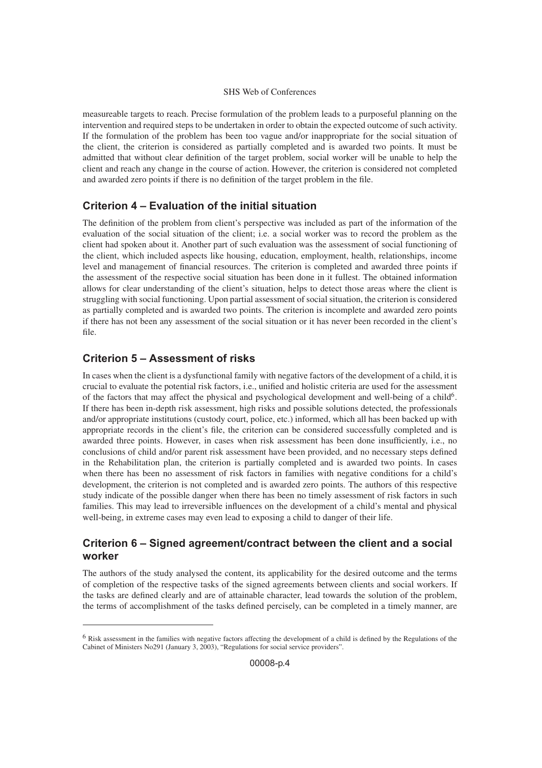measureable targets to reach. Precise formulation of the problem leads to a purposeful planning on the intervention and required steps to be undertaken in order to obtain the expected outcome of such activity. If the formulation of the problem has been too vague and/or inappropriate for the social situation of the client, the criterion is considered as partially completed and is awarded two points. It must be admitted that without clear definition of the target problem, social worker will be unable to help the client and reach any change in the course of action. However, the criterion is considered not completed and awarded zero points if there is no definition of the target problem in the file.

## Criterion 4 – Evaluation of the initial situation

The definition of the problem from client's perspective was included as part of the information of the evaluation of the social situation of the client; i.e. a social worker was to record the problem as the client had spoken about it. Another part of such evaluation was the assessment of social functioning of the client, which included aspects like housing, education, employment, health, relationships, income level and management of financial resources. The criterion is completed and awarded three points if the assessment of the respective social situation has been done in it fullest. The obtained information allows for clear understanding of the client's situation, helps to detect those areas where the client is struggling with social functioning. Upon partial assessment of social situation, the criterion is considered as partially completed and is awarded two points. The criterion is incomplete and awarded zero points if there has not been any assessment of the social situation or it has never been recorded in the client's file.

## Criterion 5 – Assessment of risks

In cases when the client is a dysfunctional family with negative factors of the development of a child, it is crucial to evaluate the potential risk factors, i.e., unified and holistic criteria are used for the assessment of the factors that may affect the physical and psychological development and well-being of a child[6]. If there has been in-depth risk assessment, high risks and possible solutions detected, the professionals and/or appropriate institutions (custody court, police, etc.) informed, which all has been backed up with appropriate records in the client's file, the criterion can be considered successfully completed and is awarded three points. However, in cases when risk assessment has been done insufficiently, i.e., no conclusions of child and/or parent risk assessment have been provided, and no necessary steps defined in the Rehabilitation plan, the criterion is partially completed and is awarded two points. In cases when there has been no assessment of risk factors in families with negative conditions for a child's development, the criterion is not completed and is awarded zero points. The authors of this respective study indicate of the possible danger when there has been no timely assessment of risk factors in such families. This may lead to irreversible influences on the development of a child's mental and physical well-being, in extreme cases may even lead to exposing a child to danger of their life.

## Criterion 6 – Signed agreement/contract between the client and a social worker

The authors of the study analysed the content, its applicability for the desired outcome and the terms of completion of the respective tasks of the signed agreements between clients and social workers. If the tasks are defined clearly and are of attainable character, lead towards the solution of the problem, the terms of accomplishment of the tasks defined percisely, can be completed in a timely manner, are

[6] Risk assessment in the families with negative factors affecting the development of a child is defined by the Regulations of the Cabinet of Ministers No291 (January 3, 2003), "Regulations for social service providers".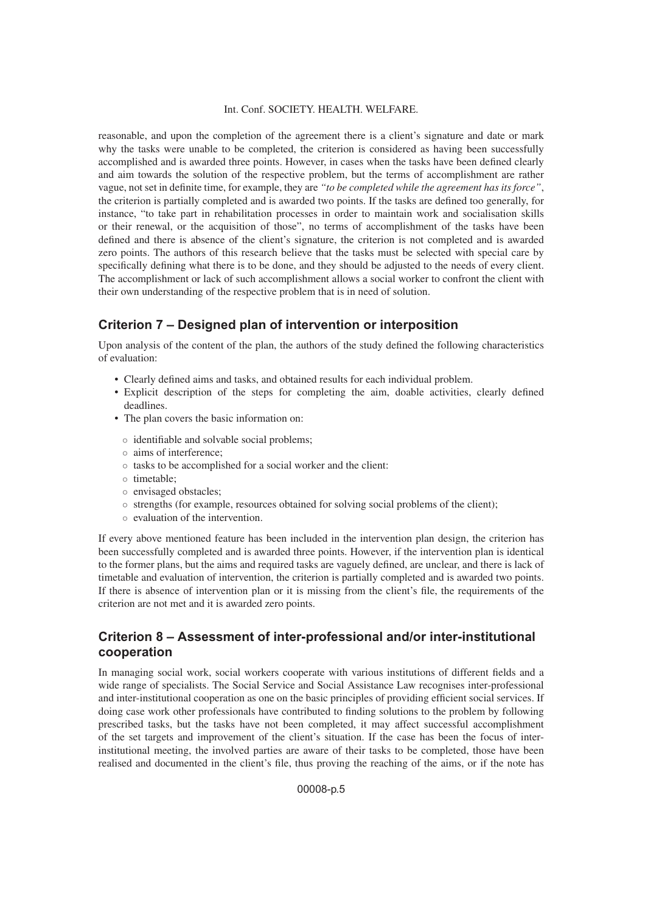reasonable, and upon the completion of the agreement there is a client's signature and date or mark why the tasks were unable to be completed, the criterion is considered as having been successfully accomplished and is awarded three points. However, in cases when the tasks have been defined clearly and aim towards the solution of the respective problem, but the terms of accomplishment are rather vague, not set in definite time, for example, they are *"to be completed while the agreement has its force"*, the criterion is partially completed and is awarded two points. If the tasks are defined too generally, for instance, "to take part in rehabilitation processes in order to maintain work and socialisation skills or their renewal, or the acquisition of those", no terms of accomplishment of the tasks have been defined and there is absence of the client's signature, the criterion is not completed and is awarded zero points. The authors of this research believe that the tasks must be selected with special care by specifically defining what there is to be done, and they should be adjusted to the needs of every client. The accomplishment or lack of such accomplishment allows a social worker to confront the client with their own understanding of the respective problem that is in need of solution.

## Criterion 7 – Designed plan of intervention or interposition

Upon analysis of the content of the plan, the authors of the study defined the following characteristics of evaluation:

- Clearly defined aims and tasks, and obtained results for each individual problem.
- Explicit description of the steps for completing the aim, doable activities, clearly defined deadlines.
- The plan covers the basic information on:
  - identifiable and solvable social problems;
  - aims of interference;
  - tasks to be accomplished for a social worker and the client:
  - timetable;
  - envisaged obstacles;
  - strengths (for example, resources obtained for solving social problems of the client);
  - evaluation of the intervention.

If every above mentioned feature has been included in the intervention plan design, the criterion has been successfully completed and is awarded three points. However, if the intervention plan is identical to the former plans, but the aims and required tasks are vaguely defined, are unclear, and there is lack of timetable and evaluation of intervention, the criterion is partially completed and is awarded two points. If there is absence of intervention plan or it is missing from the client's file, the requirements of the criterion are not met and it is awarded zero points.

## Criterion 8 – Assessment of inter-professional and/or inter-institutional cooperation

In managing social work, social workers cooperate with various institutions of different fields and a wide range of specialists. The Social Service and Social Assistance Law recognises inter-professional and inter-institutional cooperation as one on the basic principles of providing efficient social services. If doing case work other professionals have contributed to finding solutions to the problem by following prescribed tasks, but the tasks have not been completed, it may affect successful accomplishment of the set targets and improvement of the client's situation. If the case has been the focus of inter-institutional meeting, the involved parties are aware of their tasks to be completed, those have been realised and documented in the client's file, thus proving the reaching of the aims, or if the note has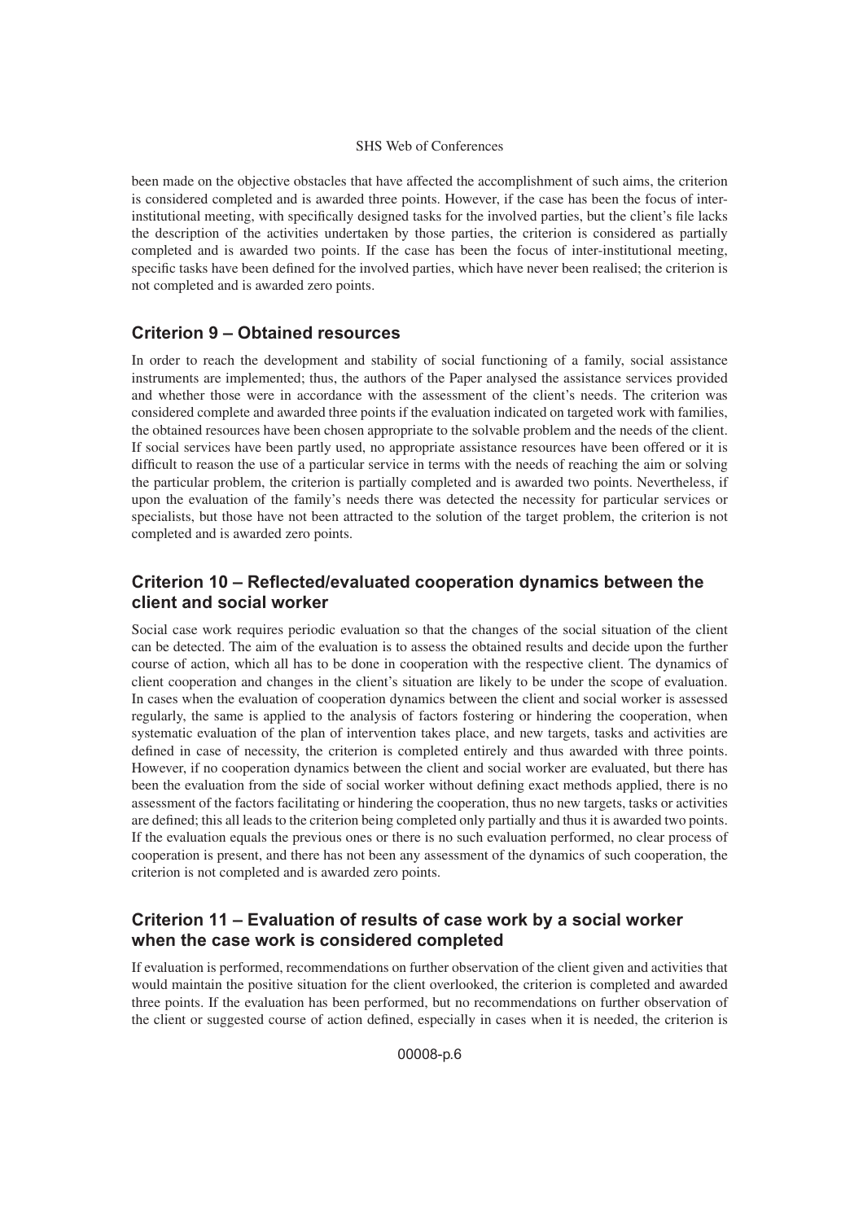been made on the objective obstacles that have affected the accomplishment of such aims, the criterion is considered completed and is awarded three points. However, if the case has been the focus of inter-institutional meeting, with specifically designed tasks for the involved parties, but the client's file lacks the description of the activities undertaken by those parties, the criterion is considered as partially completed and is awarded two points. If the case has been the focus of inter-institutional meeting, specific tasks have been defined for the involved parties, which have never been realised; the criterion is not completed and is awarded zero points.

## Criterion 9 – Obtained resources

In order to reach the development and stability of social functioning of a family, social assistance instruments are implemented; thus, the authors of the Paper analysed the assistance services provided and whether those were in accordance with the assessment of the client's needs. The criterion was considered complete and awarded three points if the evaluation indicated on targeted work with families, the obtained resources have been chosen appropriate to the solvable problem and the needs of the client. If social services have been partly used, no appropriate assistance resources have been offered or it is difficult to reason the use of a particular service in terms with the needs of reaching the aim or solving the particular problem, the criterion is partially completed and is awarded two points. Nevertheless, if upon the evaluation of the family's needs there was detected the necessity for particular services or specialists, but those have not been attracted to the solution of the target problem, the criterion is not completed and is awarded zero points.

## Criterion 10 – Reflected/evaluated cooperation dynamics between the client and social worker

Social case work requires periodic evaluation so that the changes of the social situation of the client can be detected. The aim of the evaluation is to assess the obtained results and decide upon the further course of action, which all has to be done in cooperation with the respective client. The dynamics of client cooperation and changes in the client's situation are likely to be under the scope of evaluation. In cases when the evaluation of cooperation dynamics between the client and social worker is assessed regularly, the same is applied to the analysis of factors fostering or hindering the cooperation, when systematic evaluation of the plan of intervention takes place, and new targets, tasks and activities are defined in case of necessity, the criterion is completed entirely and thus awarded with three points. However, if no cooperation dynamics between the client and social worker are evaluated, but there has been the evaluation from the side of social worker without defining exact methods applied, there is no assessment of the factors facilitating or hindering the cooperation, thus no new targets, tasks or activities are defined; this all leads to the criterion being completed only partially and thus it is awarded two points. If the evaluation equals the previous ones or there is no such evaluation performed, no clear process of cooperation is present, and there has not been any assessment of the dynamics of such cooperation, the criterion is not completed and is awarded zero points.

## Criterion 11 – Evaluation of results of case work by a social worker when the case work is considered completed

If evaluation is performed, recommendations on further observation of the client given and activities that would maintain the positive situation for the client overlooked, the criterion is completed and awarded three points. If the evaluation has been performed, but no recommendations on further observation of the client or suggested course of action defined, especially in cases when it is needed, the criterion is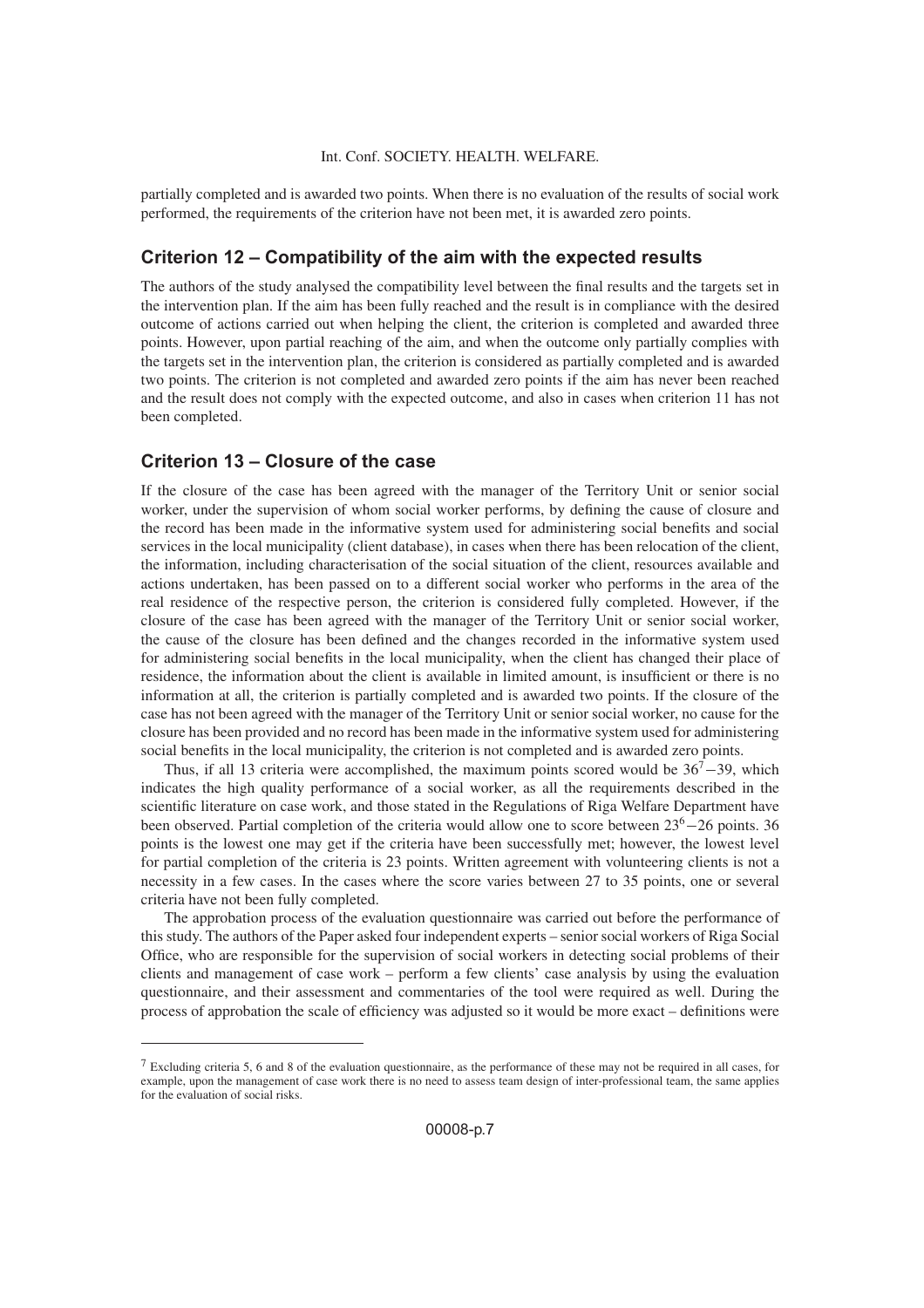partially completed and is awarded two points. When there is no evaluation of the results of social work performed, the requirements of the criterion have not been met, it is awarded zero points.

## Criterion 12 – Compatibility of the aim with the expected results

The authors of the study analysed the compatibility level between the final results and the targets set in the intervention plan. If the aim has been fully reached and the result is in compliance with the desired outcome of actions carried out when helping the client, the criterion is completed and awarded three points. However, upon partial reaching of the aim, and when the outcome only partially complies with the targets set in the intervention plan, the criterion is considered as partially completed and is awarded two points. The criterion is not completed and awarded zero points if the aim has never been reached and the result does not comply with the expected outcome, and also in cases when criterion 11 has not been completed.

## Criterion 13 – Closure of the case

If the closure of the case has been agreed with the manager of the Territory Unit or senior social worker, under the supervision of whom social worker performs, by defining the cause of closure and the record has been made in the informative system used for administering social benefits and social services in the local municipality (client database), in cases when there has been relocation of the client, the information, including characterisation of the social situation of the client, resources available and actions undertaken, has been passed on to a different social worker who performs in the area of the real residence of the respective person, the criterion is considered fully completed. However, if the closure of the case has been agreed with the manager of the Territory Unit or senior social worker, the cause of the closure has been defined and the changes recorded in the informative system used for administering social benefits in the local municipality, when the client has changed their place of residence, the information about the client is available in limited amount, is insufficient or there is no information at all, the criterion is partially completed and is awarded two points. If the closure of the case has not been agreed with the manager of the Territory Unit or senior social worker, no cause for the closure has been provided and no record has been made in the informative system used for administering social benefits in the local municipality, the criterion is not completed and is awarded zero points.

Thus, if all 13 criteria were accomplished, the maximum points scored would be 36[7]−39, which indicates the high quality performance of a social worker, as all the requirements described in the scientific literature on case work, and those stated in the Regulations of Riga Welfare Department have been observed. Partial completion of the criteria would allow one to score between 23[6]−26 points. 36 points is the lowest one may get if the criteria have been successfully met; however, the lowest level for partial completion of the criteria is 23 points. Written agreement with volunteering clients is not a necessity in a few cases. In the cases where the score varies between 27 to 35 points, one or several criteria have not been fully completed.

The approbation process of the evaluation questionnaire was carried out before the performance of this study. The authors of the Paper asked four independent experts – senior social workers of Riga Social Office, who are responsible for the supervision of social workers in detecting social problems of their clients and management of case work – perform a few clients' case analysis by using the evaluation questionnaire, and their assessment and commentaries of the tool were required as well. During the process of approbation the scale of efficiency was adjusted so it would be more exact – definitions were

[7] Excluding criteria 5, 6 and 8 of the evaluation questionnaire, as the performance of these may not be required in all cases, for example, upon the management of case work there is no need to assess team design of inter-professional team, the same applies for the evaluation of social risks.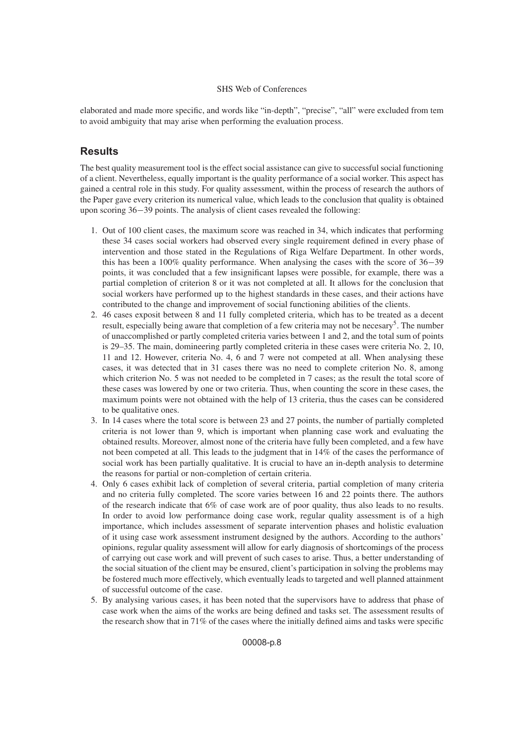elaborated and made more specific, and words like "in-depth", "precise", "all" were excluded from tem to avoid ambiguity that may arise when performing the evaluation process.

## Results

The best quality measurement tool is the effect social assistance can give to successful social functioning of a client. Nevertheless, equally important is the quality performance of a social worker. This aspect has gained a central role in this study. For quality assessment, within the process of research the authors of the Paper gave every criterion its numerical value, which leads to the conclusion that quality is obtained upon scoring 36−39 points. The analysis of client cases revealed the following:

1. Out of 100 client cases, the maximum score was reached in 34, which indicates that performing these 34 cases social workers had observed every single requirement defined in every phase of intervention and those stated in the Regulations of Riga Welfare Department. In other words, this has been a 100% quality performance. When analysing the cases with the score of 36−39 points, it was concluded that a few insignificant lapses were possible, for example, there was a partial completion of criterion 8 or it was not completed at all. It allows for the conclusion that social workers have performed up to the highest standards in these cases, and their actions have contributed to the change and improvement of social functioning abilities of the clients.
2. 46 cases exposit between 8 and 11 fully completed criteria, which has to be treated as a decent result, especially being aware that completion of a few criteria may not be necesary[5]. The number of unaccomplished or partly completed criteria varies between 1 and 2, and the total sum of points is 29–35. The main, domineering partly completed criteria in these cases were criteria No. 2, 10, 11 and 12. However, criteria No. 4, 6 and 7 were not competed at all. When analysing these cases, it was detected that in 31 cases there was no need to complete criterion No. 8, among which criterion No. 5 was not needed to be completed in 7 cases; as the result the total score of these cases was lowered by one or two criteria. Thus, when counting the score in these cases, the maximum points were not obtained with the help of 13 criteria, thus the cases can be considered to be qualitative ones.
3. In 14 cases where the total score is between 23 and 27 points, the number of partially completed criteria is not lower than 9, which is important when planning case work and evaluating the obtained results. Moreover, almost none of the criteria have fully been completed, and a few have not been competed at all. This leads to the judgment that in 14% of the cases the performance of social work has been partially qualitative. It is crucial to have an in-depth analysis to determine the reasons for partial or non-completion of certain criteria.
4. Only 6 cases exhibit lack of completion of several criteria, partial completion of many criteria and no criteria fully completed. The score varies between 16 and 22 points there. The authors of the research indicate that 6% of case work are of poor quality, thus also leads to no results. In order to avoid low performance doing case work, regular quality assessment is of a high importance, which includes assessment of separate intervention phases and holistic evaluation of it using case work assessment instrument designed by the authors. According to the authors' opinions, regular quality assessment will allow for early diagnosis of shortcomings of the process of carrying out case work and will prevent of such cases to arise. Thus, a better understanding of the social situation of the client may be ensured, client's participation in solving the problems may be fostered much more effectively, which eventually leads to targeted and well planned attainment of successful outcome of the case.
5. By analysing various cases, it has been noted that the supervisors have to address that phase of case work when the aims of the works are being defined and tasks set. The assessment results of the research show that in 71% of the cases where the initially defined aims and tasks were specific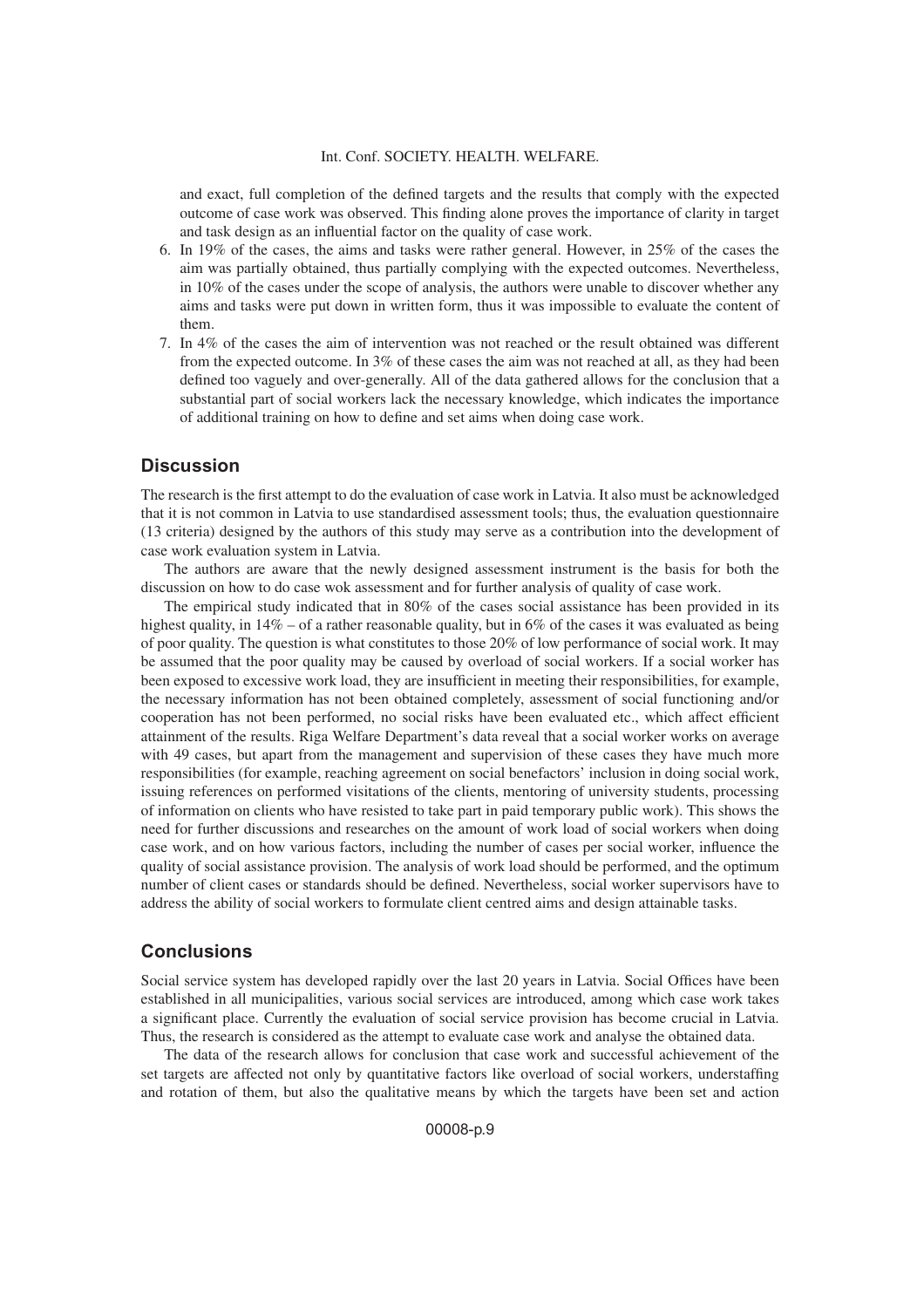and exact, full completion of the defined targets and the results that comply with the expected outcome of case work was observed. This finding alone proves the importance of clarity in target and task design as an influential factor on the quality of case work.

6. In 19% of the cases, the aims and tasks were rather general. However, in 25% of the cases the aim was partially obtained, thus partially complying with the expected outcomes. Nevertheless, in 10% of the cases under the scope of analysis, the authors were unable to discover whether any aims and tasks were put down in written form, thus it was impossible to evaluate the content of them.
7. In 4% of the cases the aim of intervention was not reached or the result obtained was different from the expected outcome. In 3% of these cases the aim was not reached at all, as they had been defined too vaguely and over-generally. All of the data gathered allows for the conclusion that a substantial part of social workers lack the necessary knowledge, which indicates the importance of additional training on how to define and set aims when doing case work.

## Discussion

The research is the first attempt to do the evaluation of case work in Latvia. It also must be acknowledged that it is not common in Latvia to use standardised assessment tools; thus, the evaluation questionnaire (13 criteria) designed by the authors of this study may serve as a contribution into the development of case work evaluation system in Latvia.

The authors are aware that the newly designed assessment instrument is the basis for both the discussion on how to do case wok assessment and for further analysis of quality of case work.

The empirical study indicated that in 80% of the cases social assistance has been provided in its highest quality, in 14% – of a rather reasonable quality, but in 6% of the cases it was evaluated as being of poor quality. The question is what constitutes to those 20% of low performance of social work. It may be assumed that the poor quality may be caused by overload of social workers. If a social worker has been exposed to excessive work load, they are insufficient in meeting their responsibilities, for example, the necessary information has not been obtained completely, assessment of social functioning and/or cooperation has not been performed, no social risks have been evaluated etc., which affect efficient attainment of the results. Riga Welfare Department's data reveal that a social worker works on average with 49 cases, but apart from the management and supervision of these cases they have much more responsibilities (for example, reaching agreement on social benefactors' inclusion in doing social work, issuing references on performed visitations of the clients, mentoring of university students, processing of information on clients who have resisted to take part in paid temporary public work). This shows the need for further discussions and researches on the amount of work load of social workers when doing case work, and on how various factors, including the number of cases per social worker, influence the quality of social assistance provision. The analysis of work load should be performed, and the optimum number of client cases or standards should be defined. Nevertheless, social worker supervisors have to address the ability of social workers to formulate client centred aims and design attainable tasks.

## Conclusions

Social service system has developed rapidly over the last 20 years in Latvia. Social Offices have been established in all municipalities, various social services are introduced, among which case work takes a significant place. Currently the evaluation of social service provision has become crucial in Latvia. Thus, the research is considered as the attempt to evaluate case work and analyse the obtained data.

The data of the research allows for conclusion that case work and successful achievement of the set targets are affected not only by quantitative factors like overload of social workers, understaffing and rotation of them, but also the qualitative means by which the targets have been set and action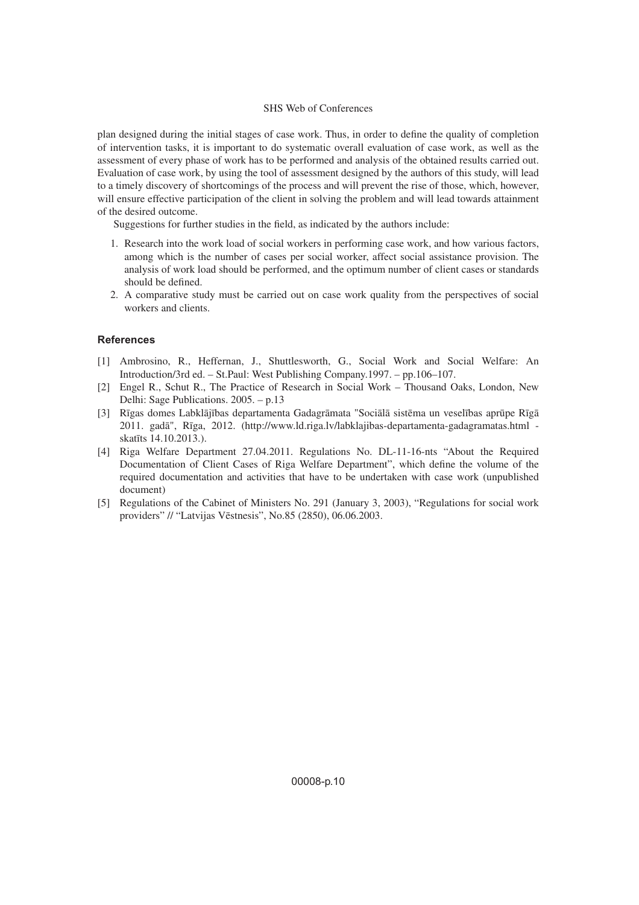plan designed during the initial stages of case work. Thus, in order to define the quality of completion of intervention tasks, it is important to do systematic overall evaluation of case work, as well as the assessment of every phase of work has to be performed and analysis of the obtained results carried out. Evaluation of case work, by using the tool of assessment designed by the authors of this study, will lead to a timely discovery of shortcomings of the process and will prevent the rise of those, which, however, will ensure effective participation of the client in solving the problem and will lead towards attainment of the desired outcome.

Suggestions for further studies in the field, as indicated by the authors include:

1. Research into the work load of social workers in performing case work, and how various factors, among which is the number of cases per social worker, affect social assistance provision. The analysis of work load should be performed, and the optimum number of client cases or standards should be defined.
2. A comparative study must be carried out on case work quality from the perspectives of social workers and clients.

## References

[1] Ambrosino, R., Heffernan, J., Shuttlesworth, G., Social Work and Social Welfare: An Introduction/3rd ed. – St.Paul: West Publishing Company.1997. – pp.106–107.

[2] Engel R., Schut R., The Practice of Research in Social Work – Thousand Oaks, London, New Delhi: Sage Publications. 2005. – p.13

[3] Rīgas domes Labklājības departamenta Gadagrāmata "Sociālā sistēma un veselības aprūpe Rīgā 2011. gadā", Rīga, 2012. (http://www.ld.riga.lv/labklajibas-departamenta-gadagramatas.html - skatīts 14.10.2013.).

[4] Riga Welfare Department 27.04.2011. Regulations No. DL-11-16-nts "About the Required Documentation of Client Cases of Riga Welfare Department", which define the volume of the required documentation and activities that have to be undertaken with case work (unpublished document)

[5] Regulations of the Cabinet of Ministers No. 291 (January 3, 2003), "Regulations for social work providers" // "Latvijas Vēstnesis", No.85 (2850), 06.06.2003.